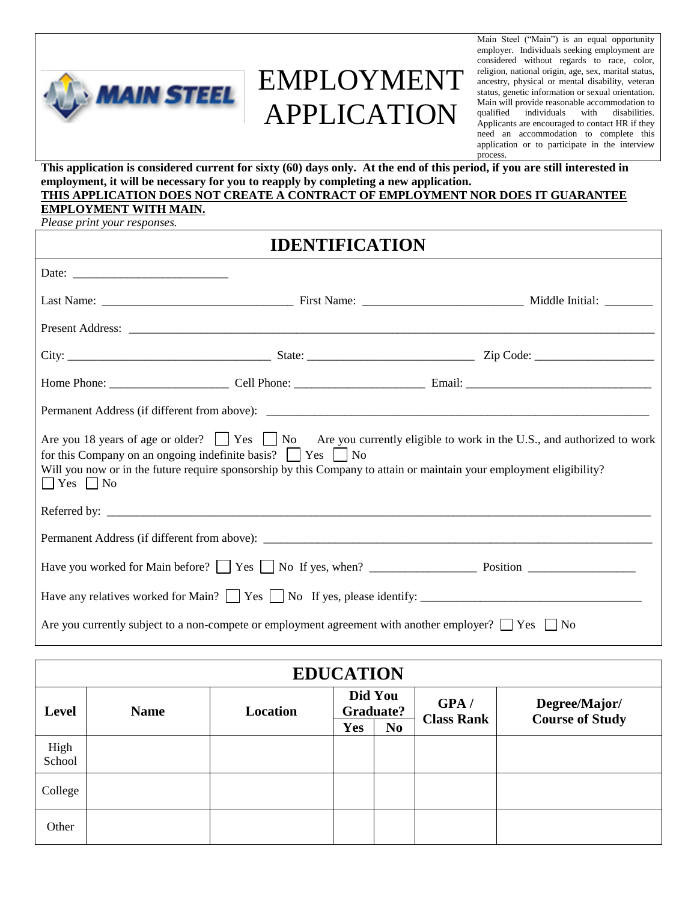MAIN STEEL

# EMPLOYMENT APPLICATION

Main Steel ("Main") is an equal opportunity employer. Individuals seeking employment are considered without regards to race, color, religion, national origin, age, sex, marital status, ancestry, physical or mental disability, veteran status, genetic information or sexual orientation. Main will provide reasonable accommodation to qualified individuals with disabilities. Applicants are encouraged to contact HR if they need an accommodation to complete this application or to participate in the interview process.

**This application is considered current for sixty (60) days only. At the end of this period, if you are still interested in employment, it will be necessary for you to reapply by completing a new application.**

**THIS APPLICATION DOES NOT CREATE A CONTRACT OF EMPLOYMENT NOR DOES IT GUARANTEE EMPLOYMENT WITH MAIN.**

*Please print your responses.*

## IDENTIFICATION

Date: ________________________

Last Name: ______________________________ First Name: ________________________ Middle Initial: _______

Present Address: ____________________________________________________________________________

City: ________________________________ State: __________________________ Zip Code: __________________

Home Phone: __________________ Cell Phone: ____________________ Email: _____________________________

Permanent Address (if different from above): ____________________________________________________________

Are you 18 years of age or older? ☐ Yes ☐ No Are you currently eligible to work in the U.S., and authorized to work for this Company on an ongoing indefinite basis? ☐ Yes ☐ No

Will you now or in the future require sponsorship by this Company to attain or maintain your employment eligibility?

☐ Yes ☐ No

Referred by: _________________________________________________________________________________

Permanent Address (if different from above): ____________________________________________________________

Have you worked for Main before? ☐ Yes ☐ No If yes, when? ________________ Position ________________

Have any relatives worked for Main? ☐ Yes ☐ No If yes, please identify: __________________________________

Are you currently subject to a non-compete or employment agreement with another employer? ☐ Yes ☐ No

## EDUCATION

| Level | Name | Location | Did You Graduate? | | GPA / Class Rank | Degree/Major/ Course of Study |
|---|---|---|---|---|---|---|
| | | | Yes | No | | |
| High School | | | | | | |
| College | | | | | | |
| Other | | | | | | |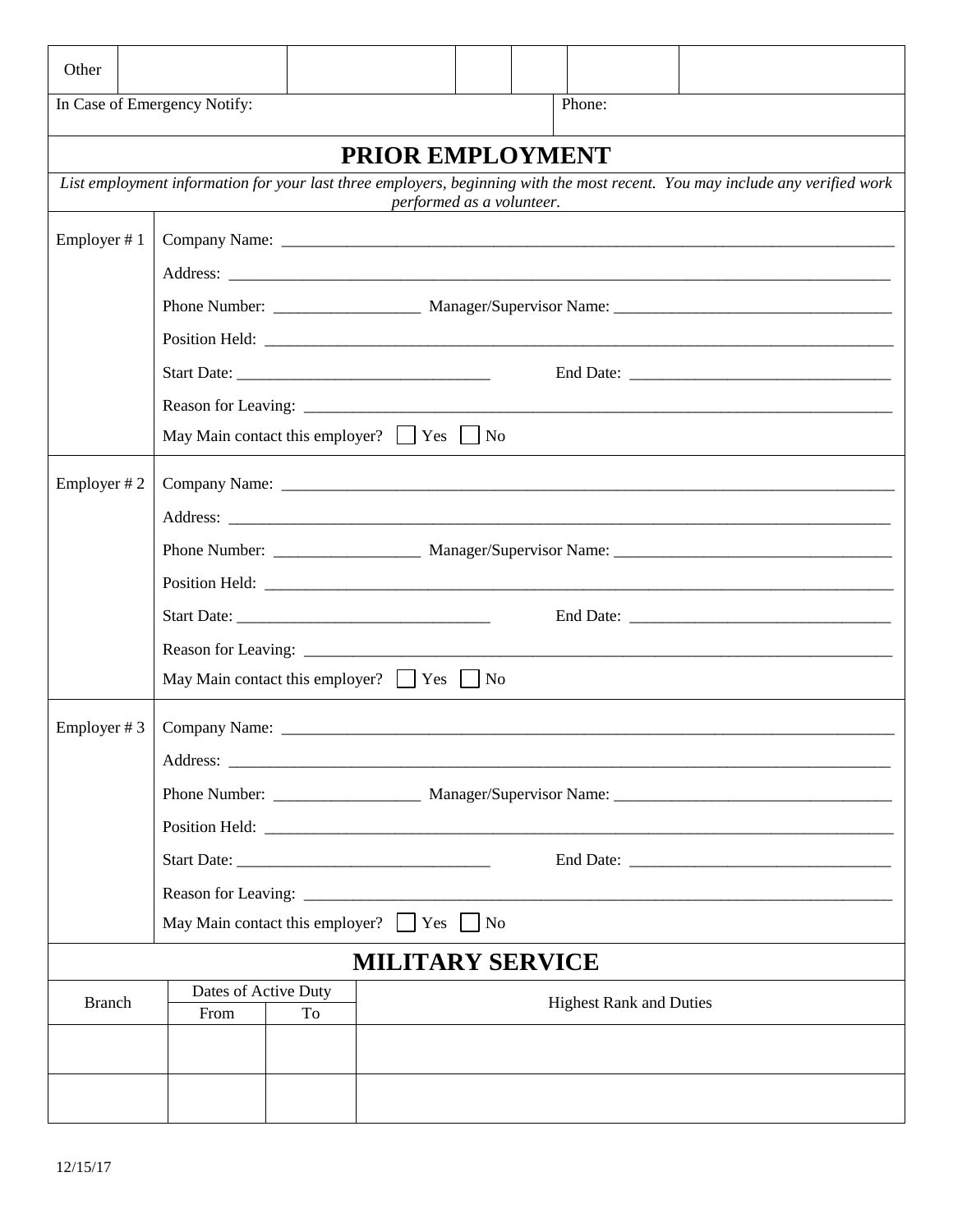| Other | | | | | | |
|---|---|---|---|---|---|---|

| In Case of Emergency Notify: | Phone: |
|---|---|

## PRIOR EMPLOYMENT

*List employment information for your last three employers, beginning with the most recent. You may include any verified work performed as a volunteer.*

**Employer # 1**

Company Name: ___________________________________________

Address: ___________________________________________

Phone Number: __________________ Manager/Supervisor Name: __________________

Position Held: ___________________________________________

Start Date: ______________________ End Date: ______________________

Reason for Leaving: ___________________________________________

May Main contact this employer? ☐ Yes ☐ No

**Employer # 2**

Company Name: ___________________________________________

Address: ___________________________________________

Phone Number: __________________ Manager/Supervisor Name: __________________

Position Held: ___________________________________________

Start Date: ______________________ End Date: ______________________

Reason for Leaving: ___________________________________________

May Main contact this employer? ☐ Yes ☐ No

**Employer # 3**

Company Name: ___________________________________________

Address: ___________________________________________

Phone Number: __________________ Manager/Supervisor Name: __________________

Position Held: ___________________________________________

Start Date: ______________________ End Date: ______________________

Reason for Leaving: ___________________________________________

May Main contact this employer? ☐ Yes ☐ No

## MILITARY SERVICE

| Branch | Dates of Active Duty | | Highest Rank and Duties |
|---|---|---|---|
| | From | To | |
| | | | |
| | | | |

12/15/17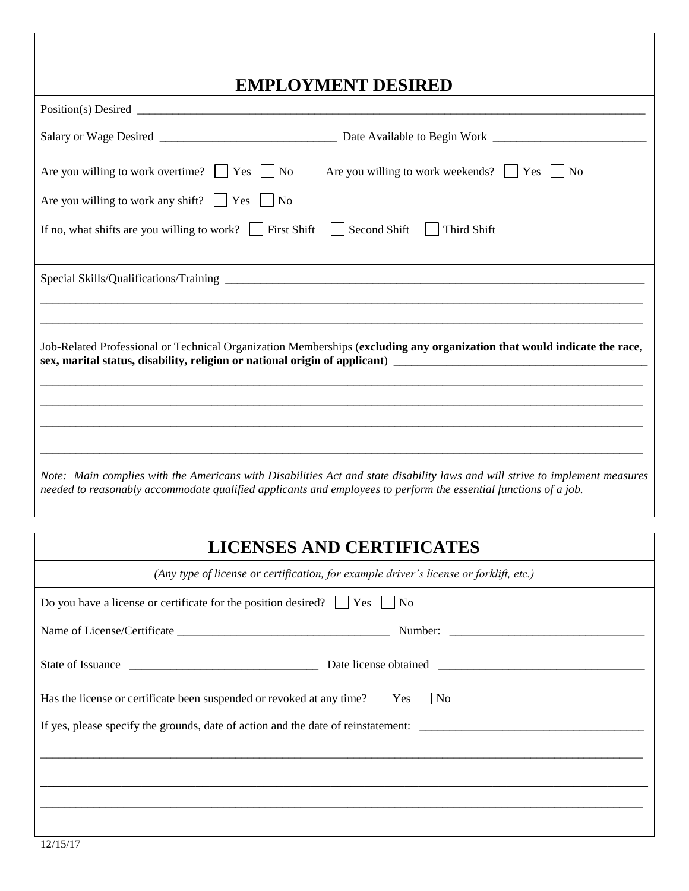## EMPLOYMENT DESIRED

Position(s) Desired ____________________________________________________________________________________

Salary or Wage Desired _____________________________ Date Available to Begin Work __________________________

Are you willing to work overtime? ☐ Yes ☐ No Are you willing to work weekends? ☐ Yes ☐ No

Are you willing to work any shift? ☐ Yes ☐ No

If no, what shifts are you willing to work? ☐ First Shift ☐ Second Shift ☐ Third Shift

Special Skills/Qualifications/Training ________________________________________________________________________

_____________________________________________________________________________________________________

_____________________________________________________________________________________________________

Job-Related Professional or Technical Organization Memberships (**excluding any organization that would indicate the race, sex, marital status, disability, religion or national origin of applicant**) ____________________________________________

_____________________________________________________________________________________________________

_____________________________________________________________________________________________________

_____________________________________________________________________________________________________

_____________________________________________________________________________________________________

*Note: Main complies with the Americans with Disabilities Act and state disability laws and will strive to implement measures needed to reasonably accommodate qualified applicants and employees to perform the essential functions of a job.*

## LICENSES AND CERTIFICATES

*(Any type of license or certification, for example driver's license or forklift, etc.)*

Do you have a license or certificate for the position desired? ☐ Yes ☐ No

Name of License/Certificate ___________________________________ Number: ________________________________

State of Issuance _______________________________ Date license obtained __________________________________

Has the license or certificate been suspended or revoked at any time? ☐ Yes ☐ No

If yes, please specify the grounds, date of action and the date of reinstatement: _____________________________________

_____________________________________________________________________________________________________

_____________________________________________________________________________________________________

_____________________________________________________________________________________________________

12/15/17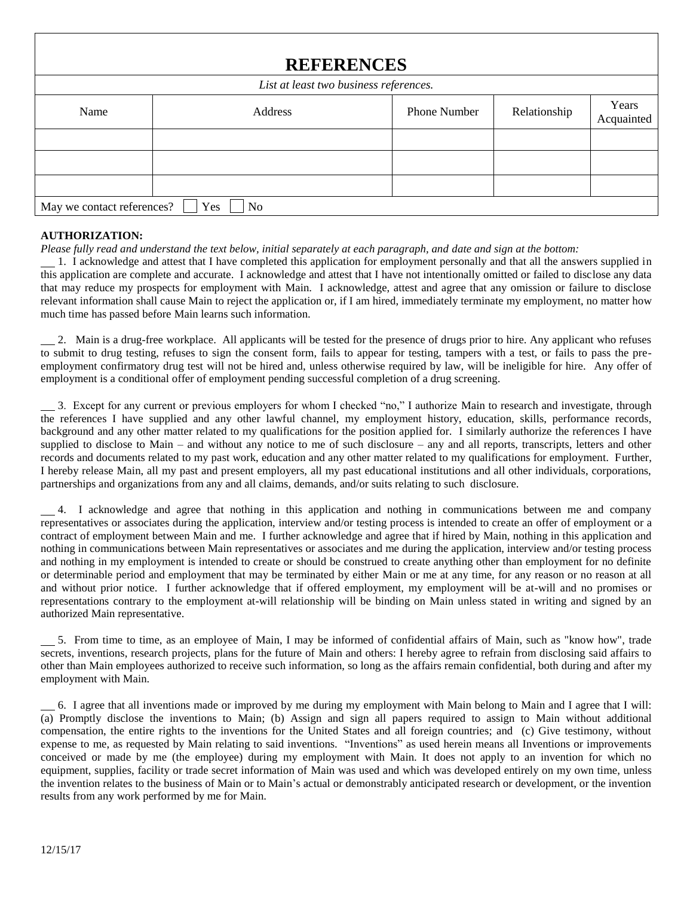## REFERENCES

*List at least two business references.*

| Name | Address | Phone Number | Relationship | Years Acquainted |
|---|---|---|---|---|
| | | | | |
| | | | | |
| | | | | |

May we contact references? ☐ Yes ☐ No

**AUTHORIZATION:**

*Please fully read and understand the text below, initial separately at each paragraph, and date and sign at the bottom:*

\_\_ 1. I acknowledge and attest that I have completed this application for employment personally and that all the answers supplied in this application are complete and accurate. I acknowledge and attest that I have not intentionally omitted or failed to disclose any data that may reduce my prospects for employment with Main. I acknowledge, attest and agree that any omission or failure to disclose relevant information shall cause Main to reject the application or, if I am hired, immediately terminate my employment, no matter how much time has passed before Main learns such information.

\_\_ 2. Main is a drug-free workplace. All applicants will be tested for the presence of drugs prior to hire. Any applicant who refuses to submit to drug testing, refuses to sign the consent form, fails to appear for testing, tampers with a test, or fails to pass the pre-employment confirmatory drug test will not be hired and, unless otherwise required by law, will be ineligible for hire. Any offer of employment is a conditional offer of employment pending successful completion of a drug screening.

\_\_ 3. Except for any current or previous employers for whom I checked "no," I authorize Main to research and investigate, through the references I have supplied and any other lawful channel, my employment history, education, skills, performance records, background and any other matter related to my qualifications for the position applied for. I similarly authorize the references I have supplied to disclose to Main – and without any notice to me of such disclosure – any and all reports, transcripts, letters and other records and documents related to my past work, education and any other matter related to my qualifications for employment. Further, I hereby release Main, all my past and present employers, all my past educational institutions and all other individuals, corporations, partnerships and organizations from any and all claims, demands, and/or suits relating to such disclosure.

\_\_ 4. I acknowledge and agree that nothing in this application and nothing in communications between me and company representatives or associates during the application, interview and/or testing process is intended to create an offer of employment or a contract of employment between Main and me. I further acknowledge and agree that if hired by Main, nothing in this application and nothing in communications between Main representatives or associates and me during the application, interview and/or testing process and nothing in my employment is intended to create or should be construed to create anything other than employment for no definite or determinable period and employment that may be terminated by either Main or me at any time, for any reason or no reason at all and without prior notice. I further acknowledge that if offered employment, my employment will be at-will and no promises or representations contrary to the employment at-will relationship will be binding on Main unless stated in writing and signed by an authorized Main representative.

\_\_ 5. From time to time, as an employee of Main, I may be informed of confidential affairs of Main, such as "know how", trade secrets, inventions, research projects, plans for the future of Main and others: I hereby agree to refrain from disclosing said affairs to other than Main employees authorized to receive such information, so long as the affairs remain confidential, both during and after my employment with Main.

\_\_ 6. I agree that all inventions made or improved by me during my employment with Main belong to Main and I agree that I will: (a) Promptly disclose the inventions to Main; (b) Assign and sign all papers required to assign to Main without additional compensation, the entire rights to the inventions for the United States and all foreign countries; and (c) Give testimony, without expense to me, as requested by Main relating to said inventions. "Inventions" as used herein means all Inventions or improvements conceived or made by me (the employee) during my employment with Main. It does not apply to an invention for which no equipment, supplies, facility or trade secret information of Main was used and which was developed entirely on my own time, unless the invention relates to the business of Main or to Main's actual or demonstrably anticipated research or development, or the invention results from any work performed by me for Main.

12/15/17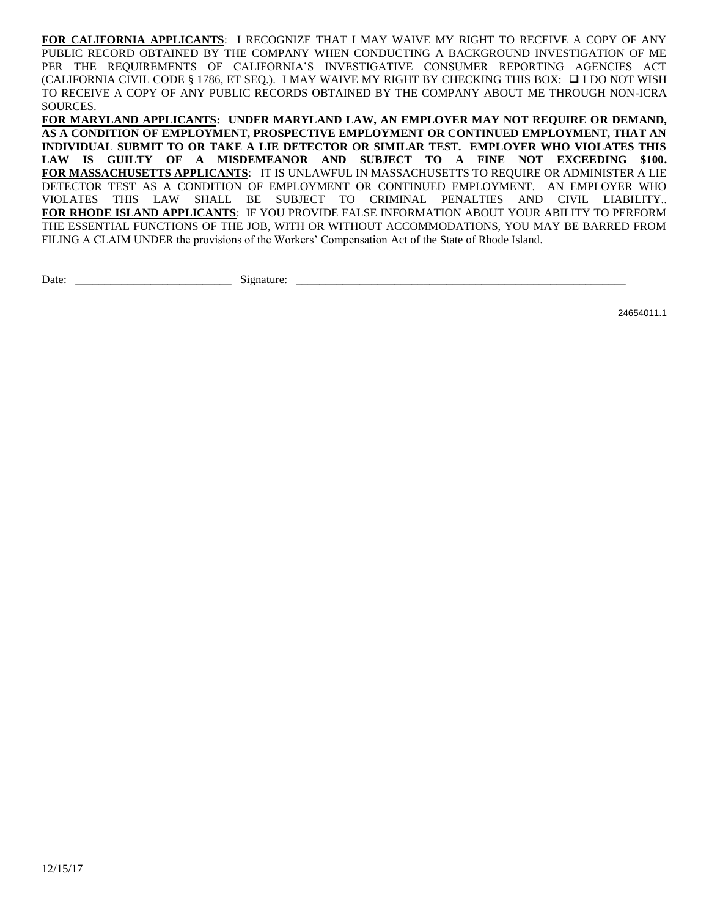**FOR CALIFORNIA APPLICANTS**: I RECOGNIZE THAT I MAY WAIVE MY RIGHT TO RECEIVE A COPY OF ANY PUBLIC RECORD OBTAINED BY THE COMPANY WHEN CONDUCTING A BACKGROUND INVESTIGATION OF ME PER THE REQUIREMENTS OF CALIFORNIA'S INVESTIGATIVE CONSUMER REPORTING AGENCIES ACT (CALIFORNIA CIVIL CODE § 1786, ET SEQ.). I MAY WAIVE MY RIGHT BY CHECKING THIS BOX: ❑ I DO NOT WISH TO RECEIVE A COPY OF ANY PUBLIC RECORDS OBTAINED BY THE COMPANY ABOUT ME THROUGH NON-ICRA SOURCES.

**FOR MARYLAND APPLICANTS: UNDER MARYLAND LAW, AN EMPLOYER MAY NOT REQUIRE OR DEMAND, AS A CONDITION OF EMPLOYMENT, PROSPECTIVE EMPLOYMENT OR CONTINUED EMPLOYMENT, THAT AN INDIVIDUAL SUBMIT TO OR TAKE A LIE DETECTOR OR SIMILAR TEST. EMPLOYER WHO VIOLATES THIS LAW IS GUILTY OF A MISDEMEANOR AND SUBJECT TO A FINE NOT EXCEEDING $100.**

**FOR MASSACHUSETTS APPLICANTS**: IT IS UNLAWFUL IN MASSACHUSETTS TO REQUIRE OR ADMINISTER A LIE DETECTOR TEST AS A CONDITION OF EMPLOYMENT OR CONTINUED EMPLOYMENT. AN EMPLOYER WHO VIOLATES THIS LAW SHALL BE SUBJECT TO CRIMINAL PENALTIES AND CIVIL LIABILITY..

**FOR RHODE ISLAND APPLICANTS**: IF YOU PROVIDE FALSE INFORMATION ABOUT YOUR ABILITY TO PERFORM THE ESSENTIAL FUNCTIONS OF THE JOB, WITH OR WITHOUT ACCOMMODATIONS, YOU MAY BE BARRED FROM FILING A CLAIM UNDER the provisions of the Workers' Compensation Act of the State of Rhode Island.

Date: ___________________________ Signature: ____________________________________________________________

24654011.1

12/15/17